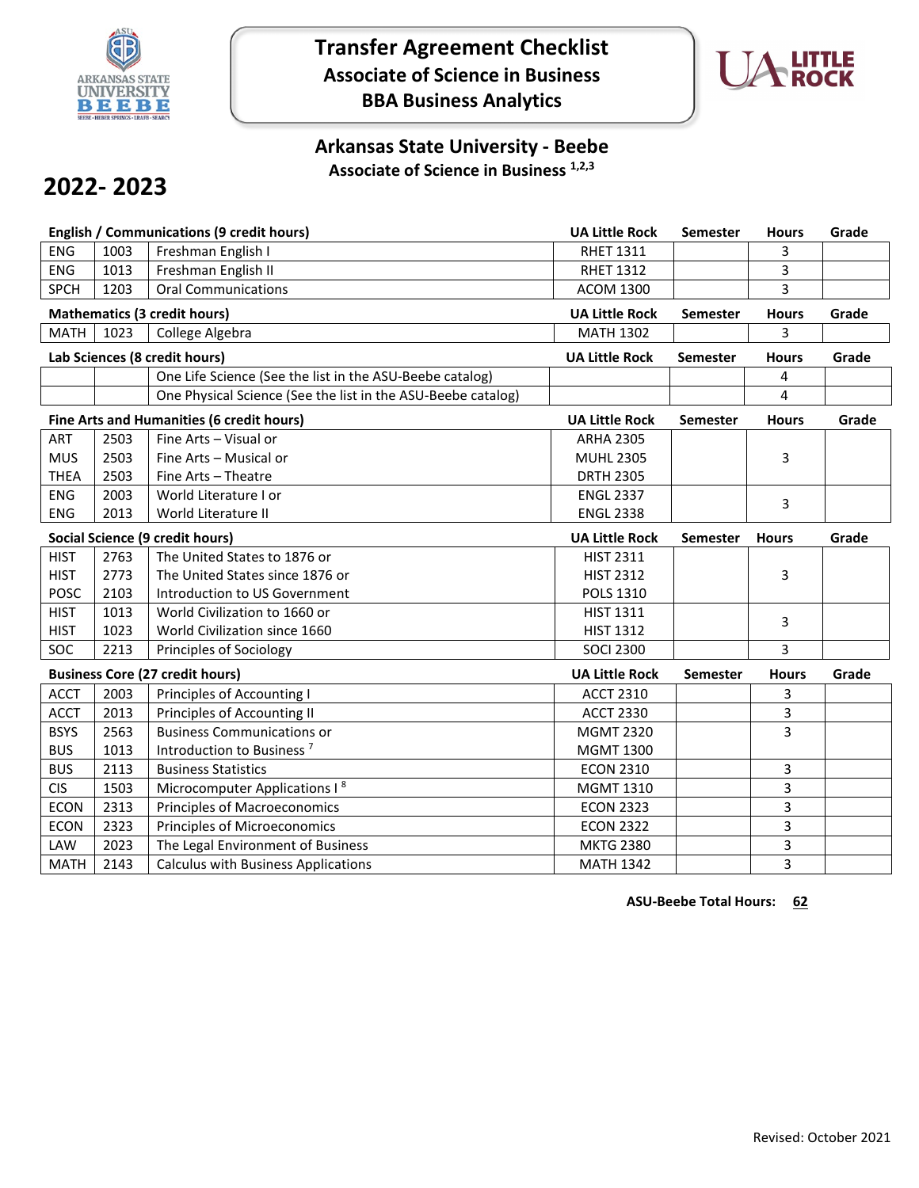# Transfer Agreement Checklist

## Associate of Science in Business

## BBA Business Analytics

### Arkansas State University - Beebe

**Associate of Science in Business [1,2,3]**

## 2022- 2023

| English / Communications (9 credit hours) | | | UA Little Rock | Semester | Hours | Grade |
|---|---|---|---|---|---|---|
| ENG | 1003 | Freshman English I | RHET 1311 | | 3 | |
| ENG | 1013 | Freshman English II | RHET 1312 | | 3 | |
| SPCH | 1203 | Oral Communications | ACOM 1300 | | 3 | |

| Mathematics (3 credit hours) | | | UA Little Rock | Semester | Hours | Grade |
|---|---|---|---|---|---|---|
| MATH | 1023 | College Algebra | MATH 1302 | | 3 | |

| Lab Sciences (8 credit hours) | | | UA Little Rock | Semester | Hours | Grade |
|---|---|---|---|---|---|---|
| | | One Life Science (See the list in the ASU-Beebe catalog) | | | 4 | |
| | | One Physical Science (See the list in the ASU-Beebe catalog) | | | 4 | |

| Fine Arts and Humanities (6 credit hours) | | | UA Little Rock | Semester | Hours | Grade |
|---|---|---|---|---|---|---|
| ART | 2503 | Fine Arts – Visual or | ARHA 2305 | | | |
| MUS | 2503 | Fine Arts – Musical or | MUHL 2305 | | 3 | |
| THEA | 2503 | Fine Arts – Theatre | DRTH 2305 | | | |
| ENG | 2003 | World Literature I or | ENGL 2337 | | 3 | |
| ENG | 2013 | World Literature II | ENGL 2338 | | | |

| Social Science (9 credit hours) | | | UA Little Rock | Semester | Hours | Grade |
|---|---|---|---|---|---|---|
| HIST | 2763 | The United States to 1876 or | HIST 2311 | | | |
| HIST | 2773 | The United States since 1876 or | HIST 2312 | | 3 | |
| POSC | 2103 | Introduction to US Government | POLS 1310 | | | |
| HIST | 1013 | World Civilization to 1660 or | HIST 1311 | | 3 | |
| HIST | 1023 | World Civilization since 1660 | HIST 1312 | | | |
| SOC | 2213 | Principles of Sociology | SOCI 2300 | | 3 | |

| Business Core (27 credit hours) | | | UA Little Rock | Semester | Hours | Grade |
|---|---|---|---|---|---|---|
| ACCT | 2003 | Principles of Accounting I | ACCT 2310 | | 3 | |
| ACCT | 2013 | Principles of Accounting II | ACCT 2330 | | 3 | |
| BSYS | 2563 | Business Communications or | MGMT 2320 | | 3 | |
| BUS | 1013 | Introduction to Business [7] | MGMT 1300 | | | |
| BUS | 2113 | Business Statistics | ECON 2310 | | 3 | |
| CIS | 1503 | Microcomputer Applications I [8] | MGMT 1310 | | 3 | |
| ECON | 2313 | Principles of Macroeconomics | ECON 2323 | | 3 | |
| ECON | 2323 | Principles of Microeconomics | ECON 2322 | | 3 | |
| LAW | 2023 | The Legal Environment of Business | MKTG 2380 | | 3 | |
| MATH | 2143 | Calculus with Business Applications | MATH 1342 | | 3 | |

**ASU-Beebe Total Hours: 62**

Revised: October 2021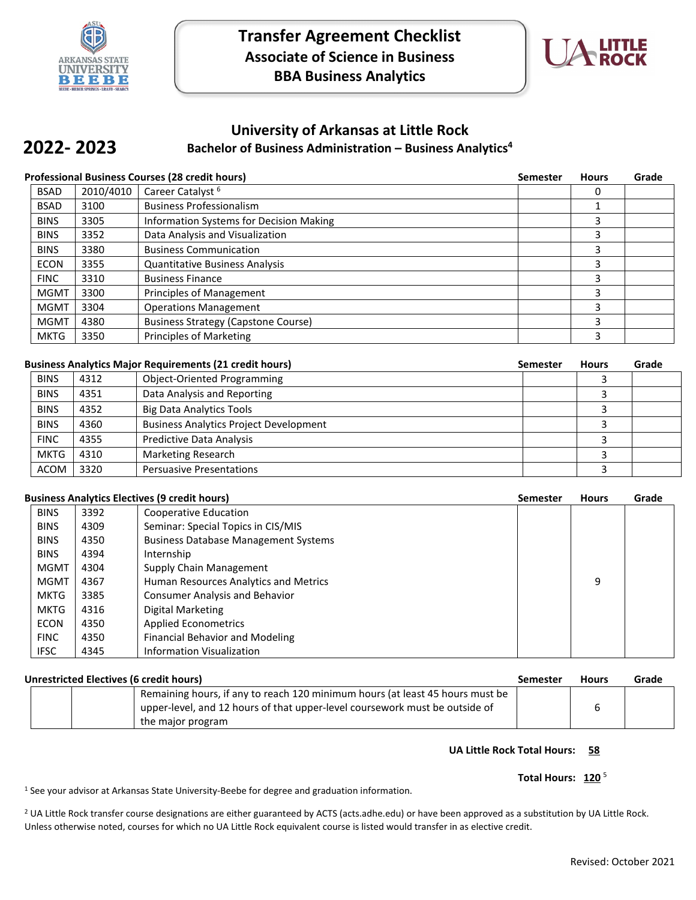# Transfer Agreement Checklist
## Associate of Science in Business
## BBA Business Analytics

**2022- 2023**

## University of Arkansas at Little Rock
### Bachelor of Business Administration – Business Analytics[4]

**Professional Business Courses (28 credit hours)**

| | | | Semester | Hours | Grade |
|---|---|---|---|---|---|
| BSAD | 2010/4010 | Career Catalyst [6] | | 0 | |
| BSAD | 3100 | Business Professionalism | | 1 | |
| BINS | 3305 | Information Systems for Decision Making | | 3 | |
| BINS | 3352 | Data Analysis and Visualization | | 3 | |
| BINS | 3380 | Business Communication | | 3 | |
| ECON | 3355 | Quantitative Business Analysis | | 3 | |
| FINC | 3310 | Business Finance | | 3 | |
| MGMT | 3300 | Principles of Management | | 3 | |
| MGMT | 3304 | Operations Management | | 3 | |
| MGMT | 4380 | Business Strategy (Capstone Course) | | 3 | |
| MKTG | 3350 | Principles of Marketing | | 3 | |

**Business Analytics Major Requirements (21 credit hours)**

| | | | Semester | Hours | Grade |
|---|---|---|---|---|---|
| BINS | 4312 | Object-Oriented Programming | | 3 | |
| BINS | 4351 | Data Analysis and Reporting | | 3 | |
| BINS | 4352 | Big Data Analytics Tools | | 3 | |
| BINS | 4360 | Business Analytics Project Development | | 3 | |
| FINC | 4355 | Predictive Data Analysis | | 3 | |
| MKTG | 4310 | Marketing Research | | 3 | |
| ACOM | 3320 | Persuasive Presentations | | 3 | |

**Business Analytics Electives (9 credit hours)**

| | | | Semester | Hours | Grade |
|---|---|---|---|---|---|
| BINS | 3392 | Cooperative Education | | | |
| BINS | 4309 | Seminar: Special Topics in CIS/MIS | | | |
| BINS | 4350 | Business Database Management Systems | | | |
| BINS | 4394 | Internship | | | |
| MGMT | 4304 | Supply Chain Management | | | |
| MGMT | 4367 | Human Resources Analytics and Metrics | | 9 | |
| MKTG | 3385 | Consumer Analysis and Behavior | | | |
| MKTG | 4316 | Digital Marketing | | | |
| ECON | 4350 | Applied Econometrics | | | |
| FINC | 4350 | Financial Behavior and Modeling | | | |
| IFSC | 4345 | Information Visualization | | | |

**Unrestricted Electives (6 credit hours)**

| | | | Semester | Hours | Grade |
|---|---|---|---|---|---|
| | | Remaining hours, if any to reach 120 minimum hours (at least 45 hours must be upper-level, and 12 hours of that upper-level coursework must be outside of the major program | | 6 | |

**UA Little Rock Total Hours: 58**

**Total Hours: 120** [5]

[1] See your advisor at Arkansas State University-Beebe for degree and graduation information.

[2] UA Little Rock transfer course designations are either guaranteed by ACTS (acts.adhe.edu) or have been approved as a substitution by UA Little Rock. Unless otherwise noted, courses for which no UA Little Rock equivalent course is listed would transfer in as elective credit.

Revised: October 2021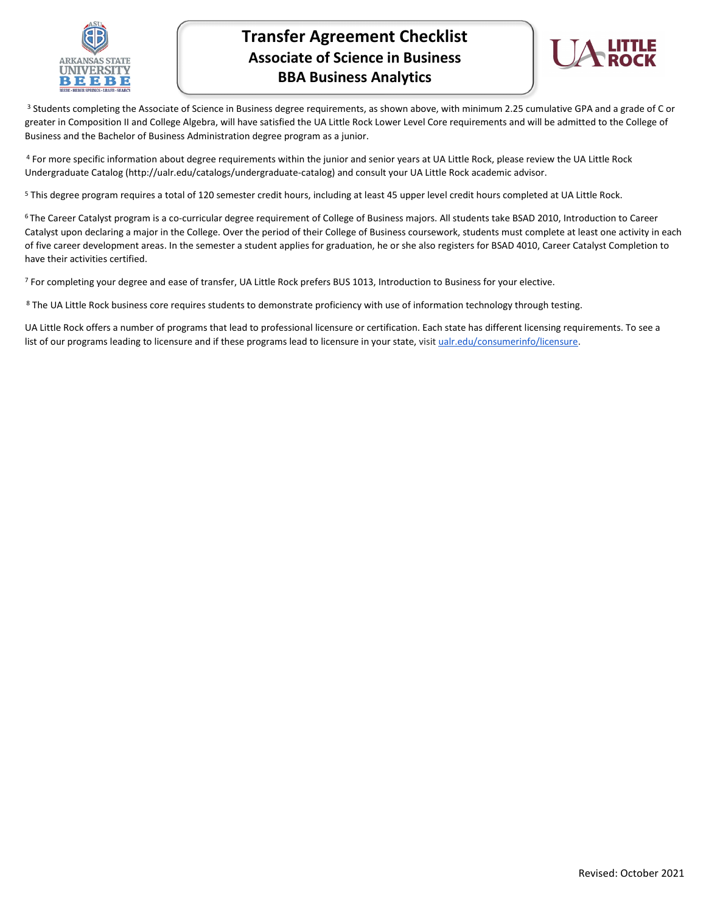# Transfer Agreement Checklist

## Associate of Science in Business

## BBA Business Analytics

[3] Students completing the Associate of Science in Business degree requirements, as shown above, with minimum 2.25 cumulative GPA and a grade of C or greater in Composition II and College Algebra, will have satisfied the UA Little Rock Lower Level Core requirements and will be admitted to the College of Business and the Bachelor of Business Administration degree program as a junior.

[4] For more specific information about degree requirements within the junior and senior years at UA Little Rock, please review the UA Little Rock Undergraduate Catalog (http://ualr.edu/catalogs/undergraduate-catalog) and consult your UA Little Rock academic advisor.

[5] This degree program requires a total of 120 semester credit hours, including at least 45 upper level credit hours completed at UA Little Rock.

[6] The Career Catalyst program is a co-curricular degree requirement of College of Business majors. All students take BSAD 2010, Introduction to Career Catalyst upon declaring a major in the College. Over the period of their College of Business coursework, students must complete at least one activity in each of five career development areas. In the semester a student applies for graduation, he or she also registers for BSAD 4010, Career Catalyst Completion to have their activities certified.

[7] For completing your degree and ease of transfer, UA Little Rock prefers BUS 1013, Introduction to Business for your elective.

[8] The UA Little Rock business core requires students to demonstrate proficiency with use of information technology through testing.

UA Little Rock offers a number of programs that lead to professional licensure or certification. Each state has different licensing requirements. To see a list of our programs leading to licensure and if these programs lead to licensure in your state, visit [ualr.edu/consumerinfo/licensure](ualr.edu/consumerinfo/licensure).

Revised: October 2021